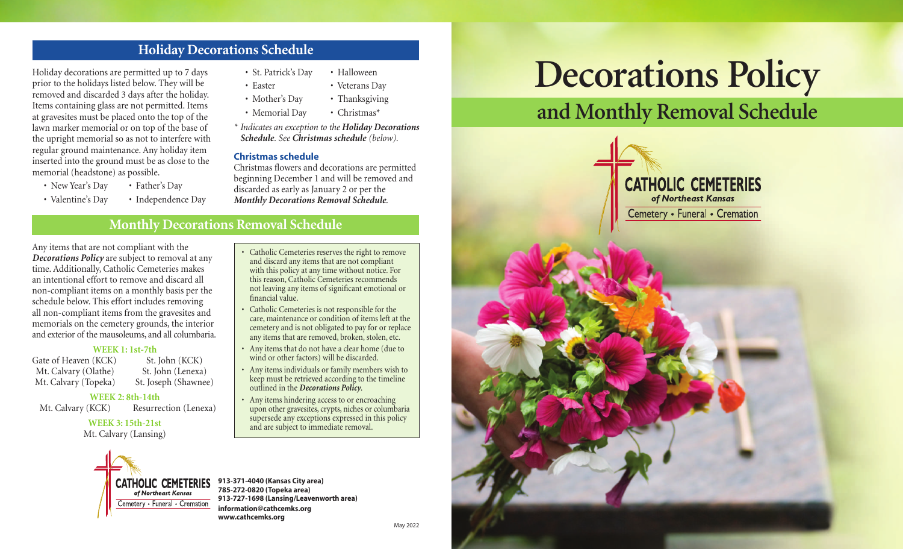# Decorations Policy

## and Monthly Removal Schedule

CATHOLIC CEMETERIES *of Northeast Kansas*
Cemetery • Funeral • Cremation

## Holiday Decorations Schedule

Holiday decorations are permitted up to 7 days prior to the holidays listed below. They will be removed and discarded 3 days after the holiday. Items containing glass are not permitted. Items at gravesites must be placed onto the top of the lawn marker memorial or on top of the base of the upright memorial so as not to interfere with regular ground maintenance. Any holiday item inserted into the ground must be as close to the memorial (headstone) as possible.

- New Year's Day
- Valentine's Day
- St. Patrick's Day
- Easter
- Mother's Day
- Memorial Day
- Father's Day
- Independence Day
- Halloween
- Veterans Day
- Thanksgiving
- Christmas*

*\* Indicates an exception to the **Holiday Decorations Schedule**. See **Christmas schedule** (below).*

### Christmas schedule

Christmas flowers and decorations are permitted beginning December 1 and will be removed and discarded as early as January 2 or per the ***Monthly Decorations Removal Schedule***.

## Monthly Decorations Removal Schedule

Any items that are not compliant with the ***Decorations Policy*** are subject to removal at any time. Additionally, Catholic Cemeteries makes an intentional effort to remove and discard all non-compliant items on a monthly basis per the schedule below. This effort includes removing all non-compliant items from the gravesites and memorials on the cemetery grounds, the interior and exterior of the mausoleums, and all columbaria.

**WEEK 1: 1st-7th**

Gate of Heaven (KCK)
Mt. Calvary (Olathe)
Mt. Calvary (Topeka)
St. John (KCK)
St. John (Lenexa)
St. Joseph (Shawnee)

**WEEK 2: 8th-14th**

Mt. Calvary (KCK)
Resurrection (Lenexa)

**WEEK 3: 15th-21st**

Mt. Calvary (Lansing)

- Catholic Cemeteries reserves the right to remove and discard any items that are not compliant with this policy at any time without notice. For this reason, Catholic Cemeteries recommends not leaving any items of significant emotional or financial value.
- Catholic Cemeteries is not responsible for the care, maintenance or condition of items left at the cemetery and is not obligated to pay for or replace any items that are removed, broken, stolen, etc.
- Any items that do not have a clear home (due to wind or other factors) will be discarded.
- Any items individuals or family members wish to keep must be retrieved according to the timeline outlined in the ***Decorations Policy***.
- Any items hindering access to or encroaching upon other gravesites, crypts, niches or columbaria supersede any exceptions expressed in this policy and are subject to immediate removal.

CATHOLIC CEMETERIES *of Northeast Kansas*
Cemetery • Funeral • Cremation

**913-371-4040 (Kansas City area)**
**785-272-0820 (Topeka area)**
**913-727-1698 (Lansing/Leavenworth area)**
**information@cathcemks.org**
**www.cathcemks.org**

May 2022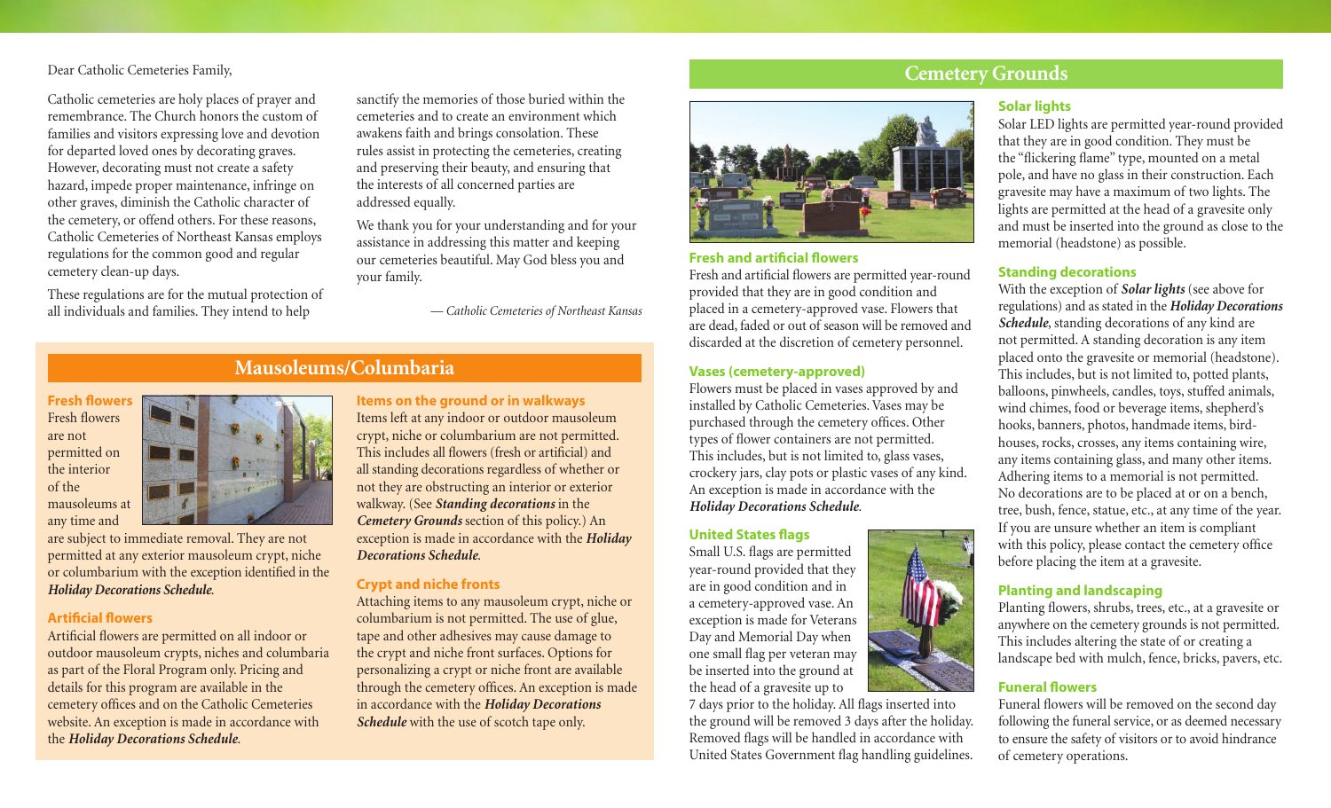Dear Catholic Cemeteries Family,

Catholic cemeteries are holy places of prayer and remembrance. The Church honors the custom of families and visitors expressing love and devotion for departed loved ones by decorating graves. However, decorating must not create a safety hazard, impede proper maintenance, infringe on other graves, diminish the Catholic character of the cemetery, or offend others. For these reasons, Catholic Cemeteries of Northeast Kansas employs regulations for the common good and regular cemetery clean-up days.

These regulations are for the mutual protection of all individuals and families. They intend to help sanctify the memories of those buried within the cemeteries and to create an environment which awakens faith and brings consolation. These rules assist in protecting the cemeteries, creating and preserving their beauty, and ensuring that the interests of all concerned parties are addressed equally.

We thank you for your understanding and for your assistance in addressing this matter and keeping our cemeteries beautiful. May God bless you and your family.

*— Catholic Cemeteries of Northeast Kansas*

## Mausoleums/Columbaria

### Fresh flowers

Fresh flowers are not permitted on the interior of the mausoleums at any time and are subject to immediate removal. They are not permitted at any exterior mausoleum crypt, niche or columbarium with the exception identified in the ***Holiday Decorations Schedule***.

### Artificial flowers

Artificial flowers are permitted on all indoor or outdoor mausoleum crypts, niches and columbaria as part of the Floral Program only. Pricing and details for this program are available in the cemetery offices and on the Catholic Cemeteries website. An exception is made in accordance with the ***Holiday Decorations Schedule***.

### Items on the ground or in walkways

Items left at any indoor or outdoor mausoleum crypt, niche or columbarium are not permitted. This includes all flowers (fresh or artificial) and all standing decorations regardless of whether or not they are obstructing an interior or exterior walkway. (See ***Standing decorations*** in the ***Cemetery Grounds*** section of this policy.) An exception is made in accordance with the ***Holiday Decorations Schedule***.

### Crypt and niche fronts

Attaching items to any mausoleum crypt, niche or columbarium is not permitted. The use of glue, tape and other adhesives may cause damage to the crypt and niche front surfaces. Options for personalizing a crypt or niche front are available through the cemetery offices. An exception is made in accordance with the ***Holiday Decorations Schedule*** with the use of scotch tape only.

## Cemetery Grounds

### Fresh and artificial flowers

Fresh and artificial flowers are permitted year-round provided that they are in good condition and placed in a cemetery-approved vase. Flowers that are dead, faded or out of season will be removed and discarded at the discretion of cemetery personnel.

### Vases (cemetery-approved)

Flowers must be placed in vases approved by and installed by Catholic Cemeteries. Vases may be purchased through the cemetery offices. Other types of flower containers are not permitted. This includes, but is not limited to, glass vases, crockery jars, clay pots or plastic vases of any kind. An exception is made in accordance with the ***Holiday Decorations Schedule***.

### United States flags

Small U.S. flags are permitted year-round provided that they are in good condition and in a cemetery-approved vase. An exception is made for Veterans Day and Memorial Day when one small flag per veteran may be inserted into the ground at the head of a gravesite up to 7 days prior to the holiday. All flags inserted into the ground will be removed 3 days after the holiday. Removed flags will be handled in accordance with United States Government flag handling guidelines.

### Solar lights

Solar LED lights are permitted year-round provided that they are in good condition. They must be the "flickering flame" type, mounted on a metal pole, and have no glass in their construction. Each gravesite may have a maximum of two lights. The lights are permitted at the head of a gravesite only and must be inserted into the ground as close to the memorial (headstone) as possible.

### Standing decorations

With the exception of ***Solar lights*** (see above for regulations) and as stated in the ***Holiday Decorations Schedule***, standing decorations of any kind are not permitted. A standing decoration is any item placed onto the gravesite or memorial (headstone). This includes, but is not limited to, potted plants, balloons, pinwheels, candles, toys, stuffed animals, wind chimes, food or beverage items, shepherd's hooks, banners, photos, handmade items, bird-houses, rocks, crosses, any items containing wire, any items containing glass, and many other items. Adhering items to a memorial is not permitted. No decorations are to be placed at or on a bench, tree, bush, fence, statue, etc., at any time of the year. If you are unsure whether an item is compliant with this policy, please contact the cemetery office before placing the item at a gravesite.

### Planting and landscaping

Planting flowers, shrubs, trees, etc., at a gravesite or anywhere on the cemetery grounds is not permitted. This includes altering the state of or creating a landscape bed with mulch, fence, bricks, pavers, etc.

### Funeral flowers

Funeral flowers will be removed on the second day following the funeral service, or as deemed necessary to ensure the safety of visitors or to avoid hindrance of cemetery operations.